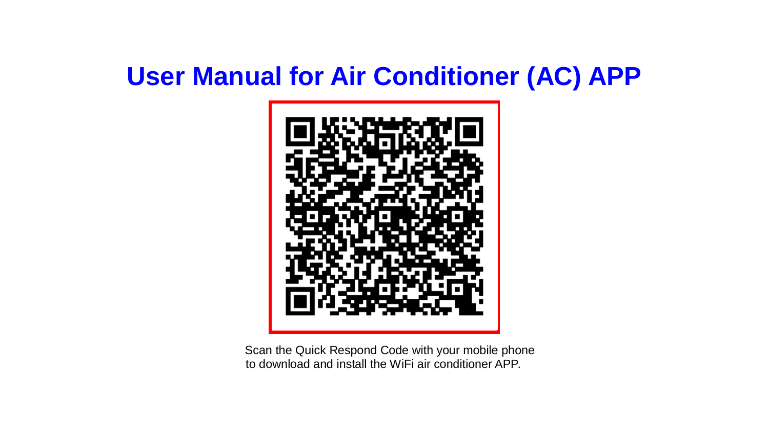# User Manual for Air Conditioner (AC) APP

Scan the Quick Respond Code with your mobile phone to download and install the WiFi air conditioner APP.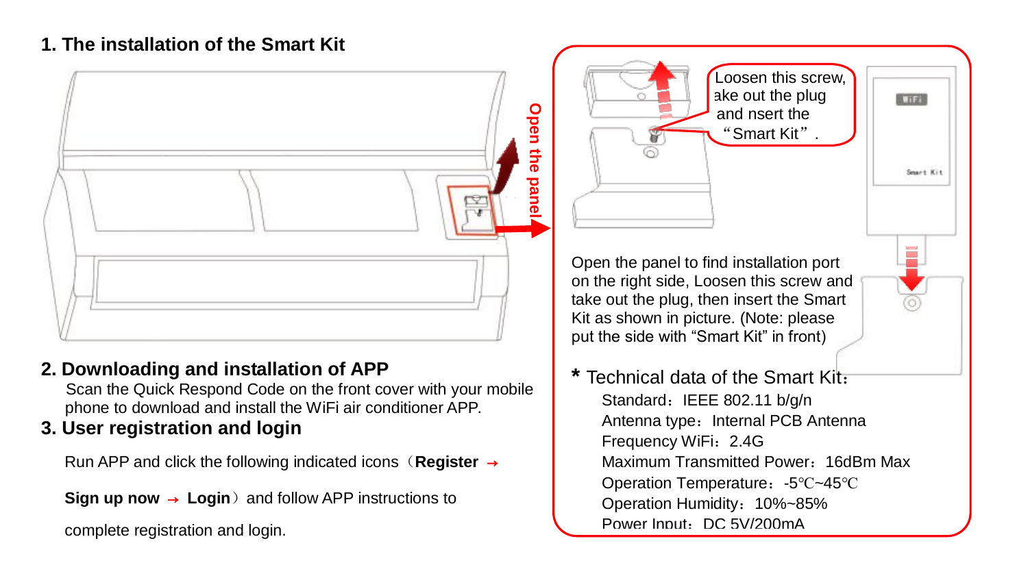## 1. The installation of the Smart Kit

Open the panel

Loosen this screw, ake out the plug and nsert the "Smart Kit".

Open the panel to find installation port on the right side, Loosen this screw and take out the plug, then insert the Smart Kit as shown in picture. (Note: please put the side with "Smart Kit" in front)

## 2. Downloading and installation of APP

Scan the Quick Respond Code on the front cover with your mobile phone to download and install the WiFi air conditioner APP.

## 3. User registration and login

Run APP and click the following indicated icons（**Register** → **Sign up now** → **Login**）and follow APP instructions to complete registration and login.

**\*** Technical data of the Smart Kit：

- Standard：IEEE 802.11 b/g/n
- Antenna type：Internal PCB Antenna
- Frequency WiFi：2.4G
- Maximum Transmitted Power：16dBm Max
- Operation Temperature：-5℃~45℃
- Operation Humidity：10%~85%
- Power Input：DC 5V/200mA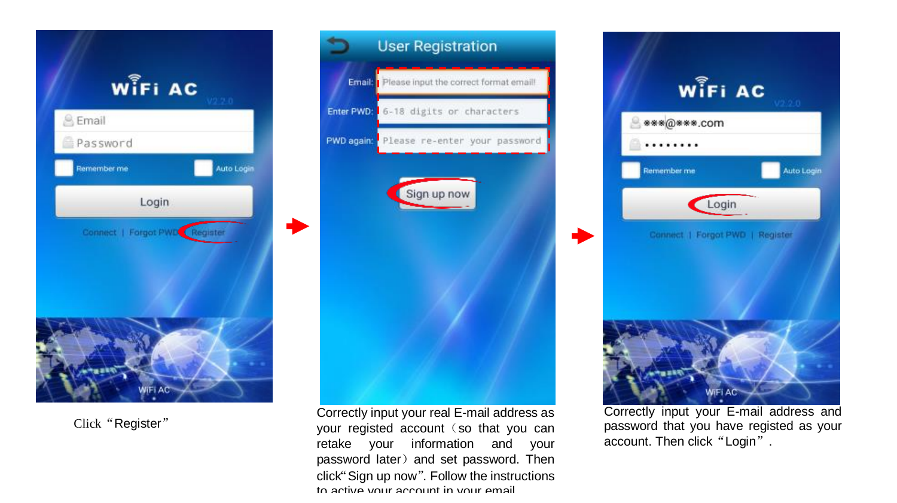Click "Register"

Correctly input your real E-mail address as your registed account (so that you can retake your information and your password later) and set password. Then click"Sign up now". Follow the instructions to active your account in your email

Correctly input your E-mail address and password that you have registed as your account. Then click "Login".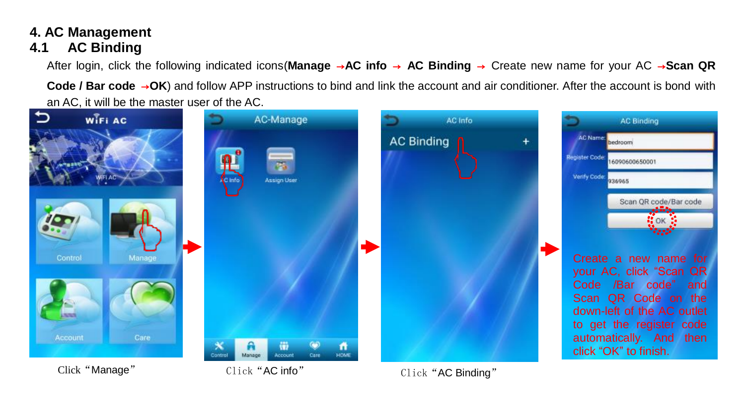# 4. AC Management

## 4.1 AC Binding

After login, click the following indicated icons(**Manage →AC info → AC Binding →** Create new name for your AC **→Scan QR Code / Bar code →OK**) and follow APP instructions to bind and link the account and air conditioner. After the account is bond with an AC, it will be the master user of the AC.

Create a new name for your AC, click "Scan QR Code /Bar code" and Scan QR Code on the down-left of the AC outlet to get the register code automatically. And then click "OK" to finish.

Click "Manage"　　　Click "AC info"　　　Click "AC Binding"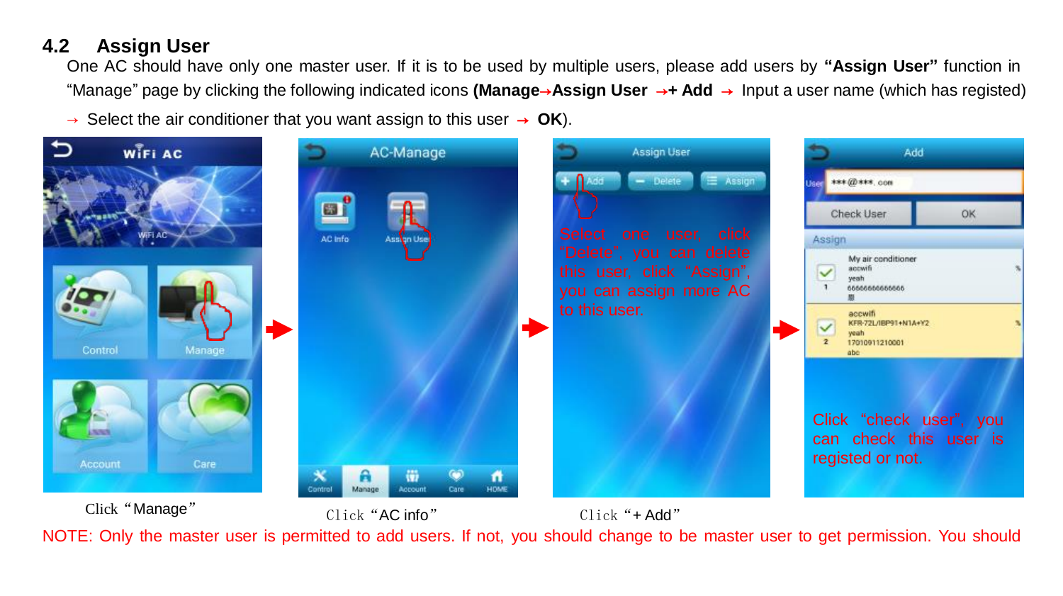## 4.2 Assign User

One AC should have only one master user. If it is to be used by multiple users, please add users by **"Assign User"** function in "Manage" page by clicking the following indicated icons **(Manage→Assign User →+ Add** → Input a user name (which has registed) → Select the air conditioner that you want assign to this user → **OK**).

Click "Manage"

Click "AC info"

Click "+ Add"

NOTE: Only the master user is permitted to add users. If not, you should change to be master user to get permission. You should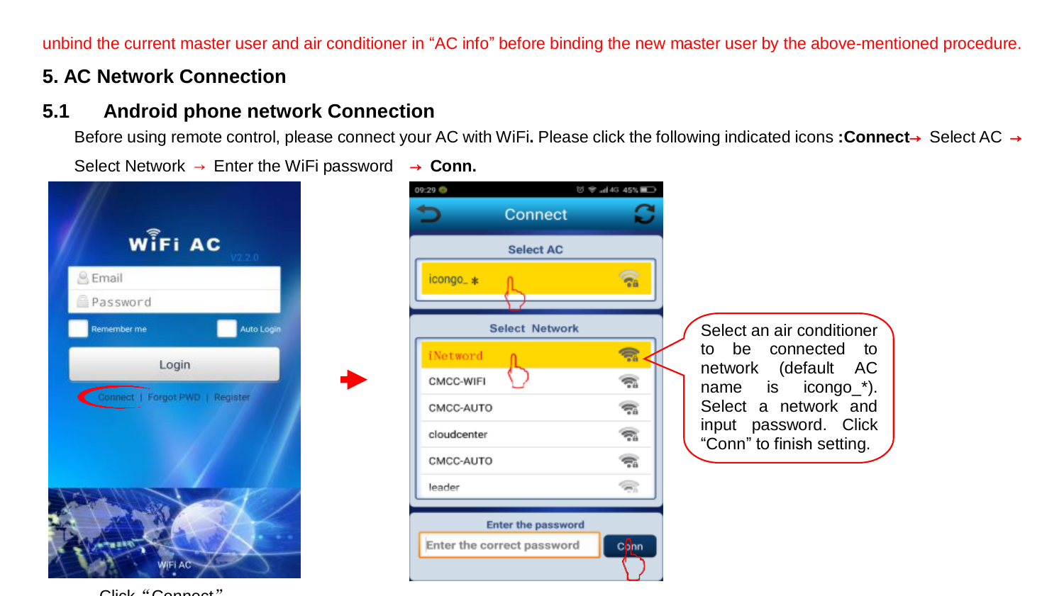unbind the current master user and air conditioner in “AC info” before binding the new master user by the above-mentioned procedure.

## 5. AC Network Connection

### 5.1 Android phone network Connection

Before using remote control, please connect your AC with WiFi. Please click the following indicated icons **:Connect**→ Select AC → Select Network → Enter the WiFi password → **Conn.**

Select an air conditioner to be connected to network (default AC name is icongo_*). Select a network and input password. Click “Conn” to finish setting.

Click “Connect”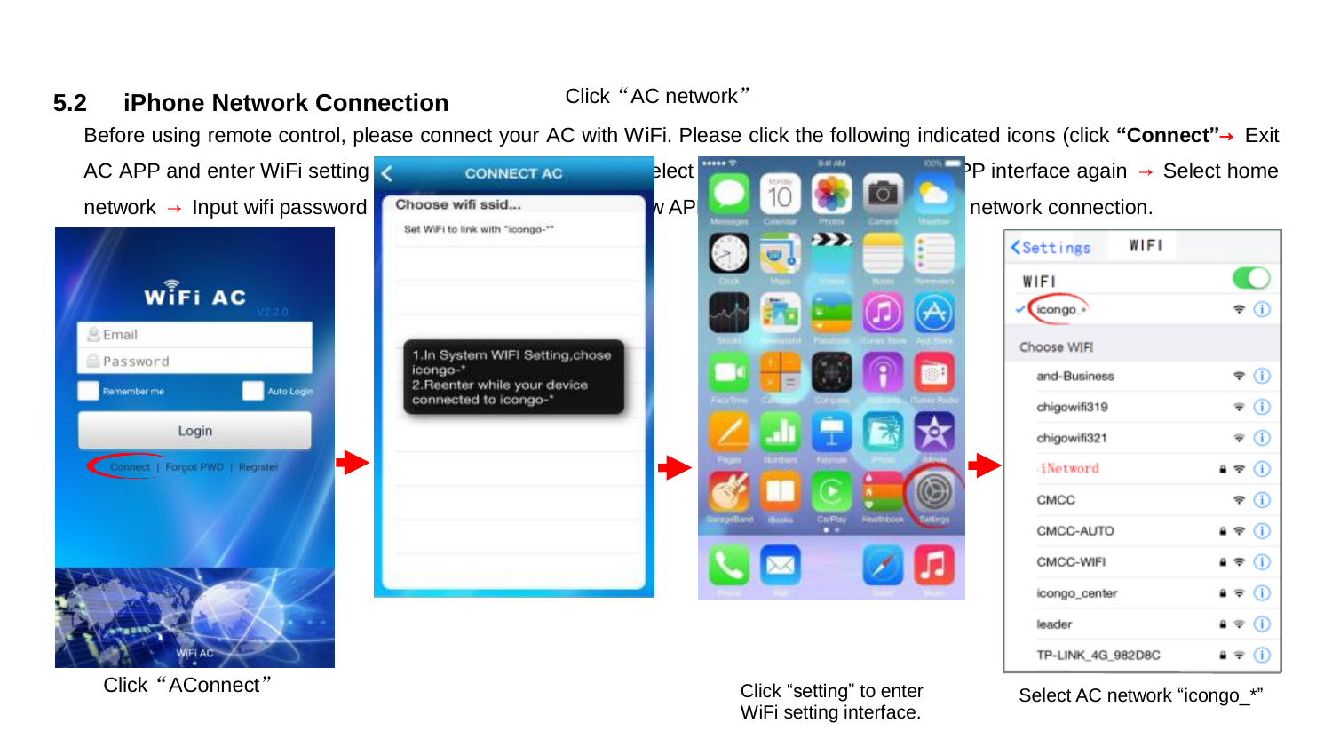## 5.2 iPhone Network Connection

Click "AC network"

Before using remote control, please connect your AC with WiFi. Please click the following indicated icons (click **"Connect"**→ Exit AC APP and enter WiFi setting … elect … w AP … PP interface again → Select home network → Input wifi password … network connection.

Click "AConnect"

Click "setting" to enter WiFi setting interface.

Select AC network "icongo_*"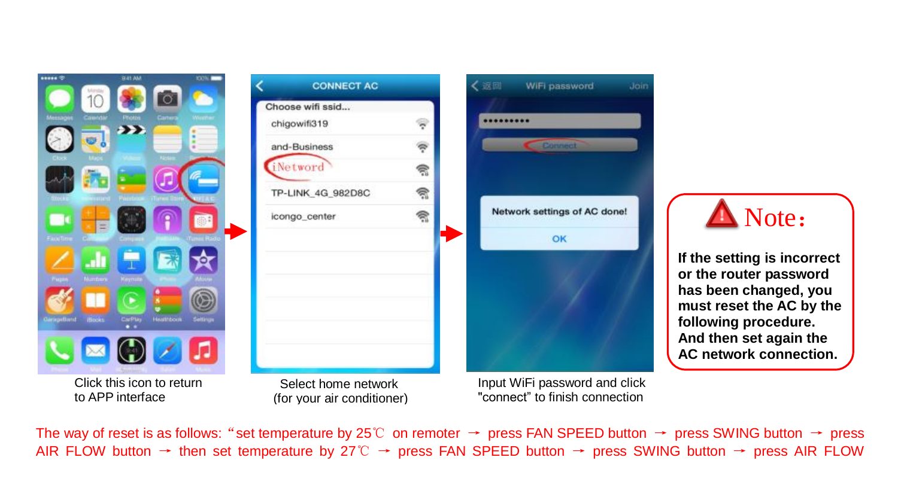Click this icon to return to APP interface

Select home network (for your air conditioner)

Input WiFi password and click "connect" to finish connection

**Note:**

**If the setting is incorrect or the router password has been changed, you must reset the AC by the following procedure. And then set again the AC network connection.**

The way of reset is as follows: "set temperature by 25℃ on remoter → press FAN SPEED button → press SWING button → press AIR FLOW button → then set temperature by 27℃ → press FAN SPEED button → press SWING button → press AIR FLOW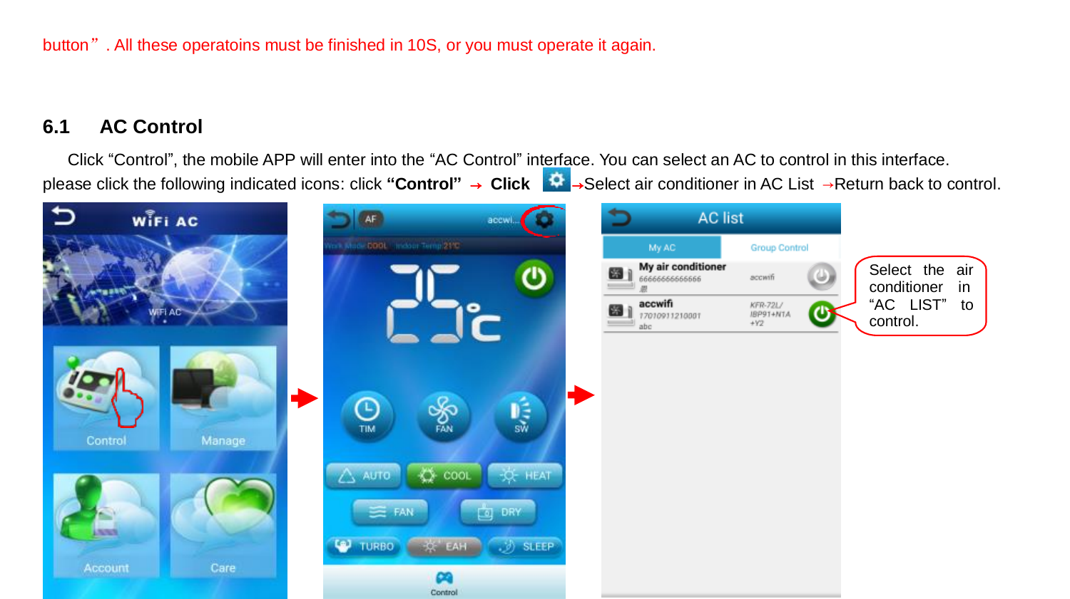button". All these operatoins must be finished in 10S, or you must operate it again.

## 6.1 AC Control

Click "Control", the mobile APP will enter into the "AC Control" interface. You can select an AC to control in this interface. please click the following indicated icons: click **"Control"** → **Click** →Select air conditioner in AC List →Return back to control.

Select the air conditioner in "AC LIST" to control.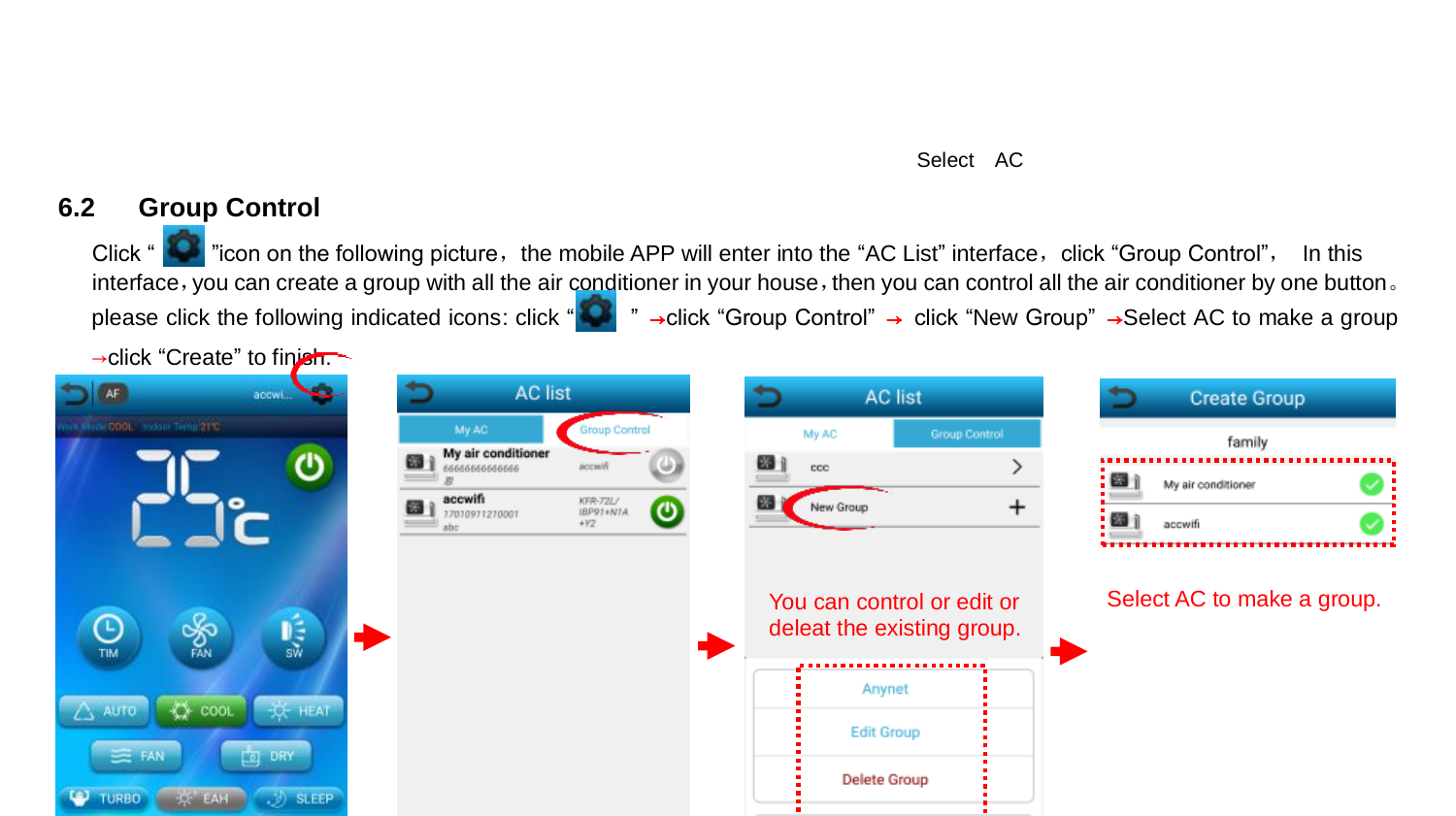Select AC

## 6.2 Group Control

Click " " icon on the following picture，the mobile APP will enter into the "AC List" interface，click "Group Control"， In this interface，you can create a group with all the air conditioner in your house，then you can control all the air conditioner by one button。please click the following indicated icons: click " " →click "Group Control" → click "New Group" →Select AC to make a group →click "Create" to finish.

You can control or edit or deleat the existing group.

Select AC to make a group.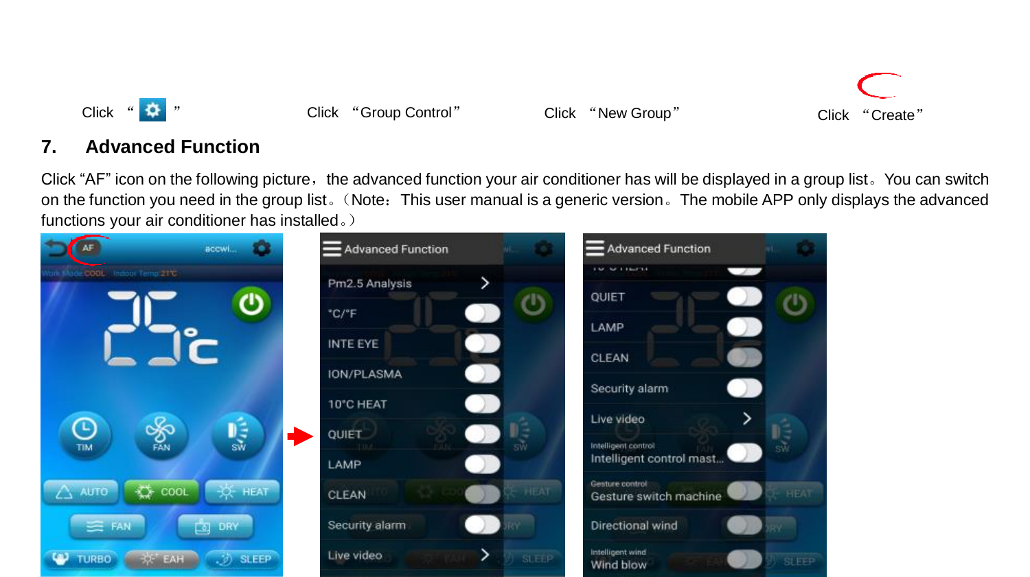Click “ ⚙ ”　　　　　Click “Group Control”　　　　　Click “New Group”　　　　　Click “Create”

## 7. Advanced Function

Click “AF” icon on the following picture，the advanced function your air conditioner has will be displayed in a group list。You can switch on the function you need in the group list。（Note：This user manual is a generic version。The mobile APP only displays the advanced functions your air conditioner has installed。）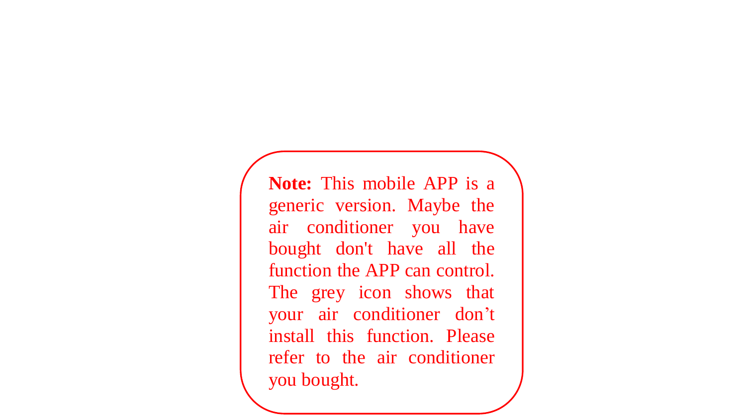**Note:** This mobile APP is a generic version. Maybe the air conditioner you have bought don't have all the function the APP can control. The grey icon shows that your air conditioner don’t install this function. Please refer to the air conditioner you bought.